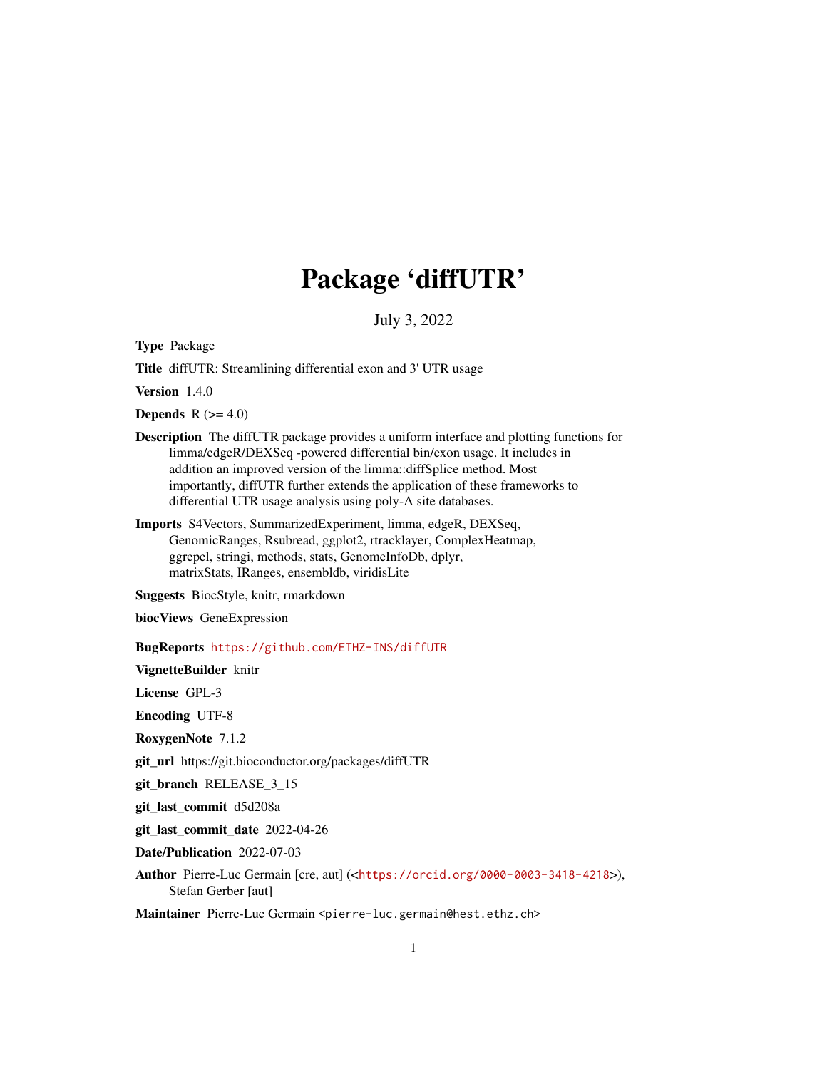# Package 'diffUTR'

July 3, 2022

**Type** Package

**Title** diffUTR: Streamlining differential exon and 3' UTR usage

**Version** 1.4.0

**Depends** R (>= 4.0)

**Description** The diffUTR package provides a uniform interface and plotting functions for limma/edgeR/DEXSeq -powered differential bin/exon usage. It includes in addition an improved version of the limma::diffSplice method. Most importantly, diffUTR further extends the application of these frameworks to differential UTR usage analysis using poly-A site databases.

**Imports** S4Vectors, SummarizedExperiment, limma, edgeR, DEXSeq, GenomicRanges, Rsubread, ggplot2, rtracklayer, ComplexHeatmap, ggrepel, stringi, methods, stats, GenomeInfoDb, dplyr, matrixStats, IRanges, ensembldb, viridisLite

**Suggests** BiocStyle, knitr, rmarkdown

**biocViews** GeneExpression

**BugReports** https://github.com/ETHZ-INS/diffUTR

**VignetteBuilder** knitr

**License** GPL-3

**Encoding** UTF-8

**RoxygenNote** 7.1.2

**git_url** https://git.bioconductor.org/packages/diffUTR

**git_branch** RELEASE_3_15

**git_last_commit** d5d208a

**git_last_commit_date** 2022-04-26

**Date/Publication** 2022-07-03

**Author** Pierre-Luc Germain [cre, aut] (<https://orcid.org/0000-0003-3418-4218>), Stefan Gerber [aut]

**Maintainer** Pierre-Luc Germain <pierre-luc.germain@hest.ethz.ch>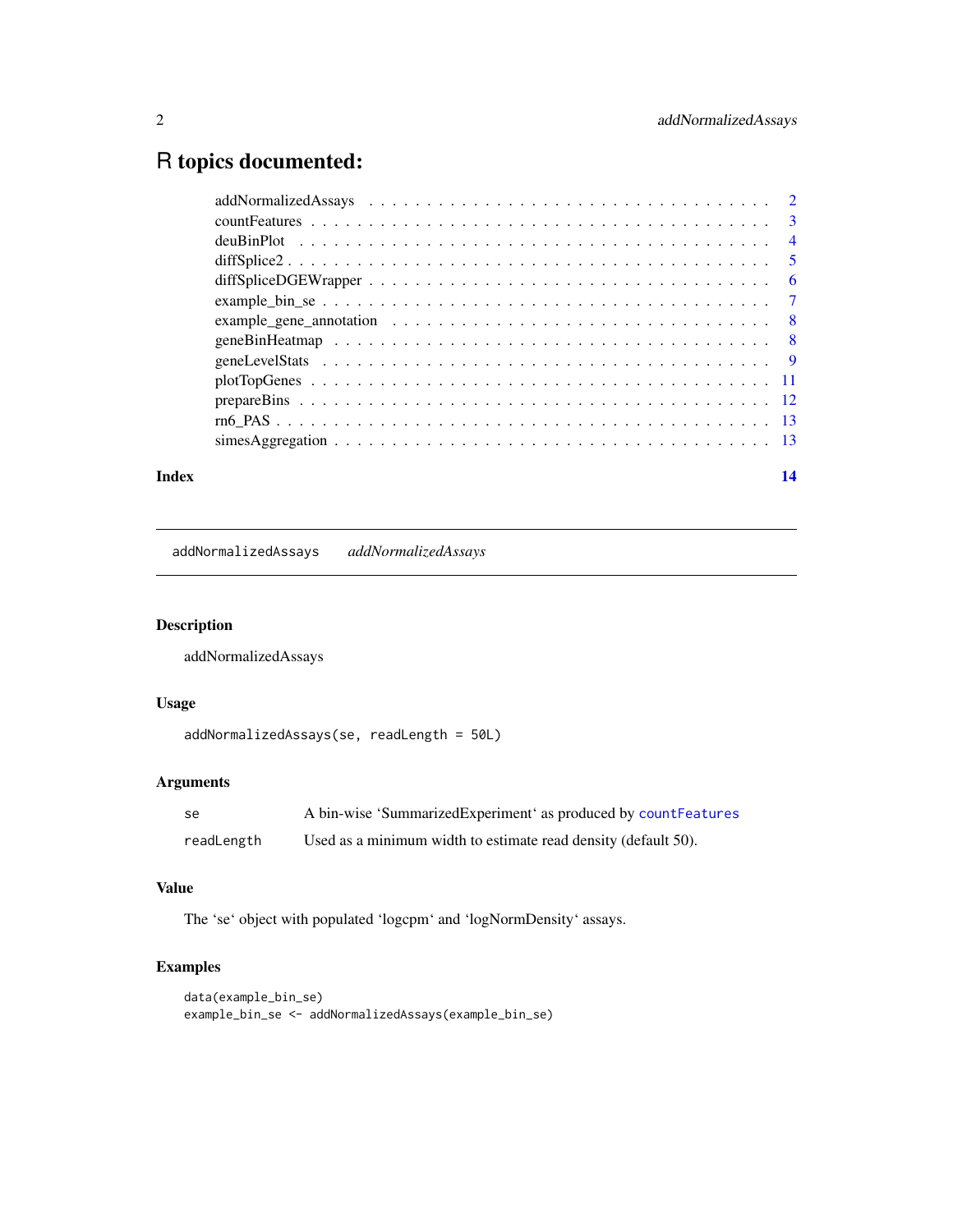# R topics documented:

| | |
|---|---|
| addNormalizedAssays | 2 |
| countFeatures | 3 |
| deuBinPlot | 4 |
| diffSplice2 | 5 |
| diffSpliceDGEWrapper | 6 |
| example_bin_se | 7 |
| example_gene_annotation | 8 |
| geneBinHeatmap | 8 |
| geneLevelStats | 9 |
| plotTopGenes | 11 |
| prepareBins | 12 |
| rn6_PAS | 13 |
| simesAggregation | 13 |

**Index** **14**

---

`addNormalizedAssays` *addNormalizedAssays*

---

### Description

addNormalizedAssays

### Usage

```
addNormalizedAssays(se, readLength = 50L)
```

### Arguments

| | |
|---|---|
| `se` | A bin-wise 'SummarizedExperiment' as produced by `countFeatures` |
| `readLength` | Used as a minimum width to estimate read density (default 50). |

### Value

The 'se' object with populated 'logcpm' and 'logNormDensity' assays.

### Examples

```
data(example_bin_se)
example_bin_se <- addNormalizedAssays(example_bin_se)
```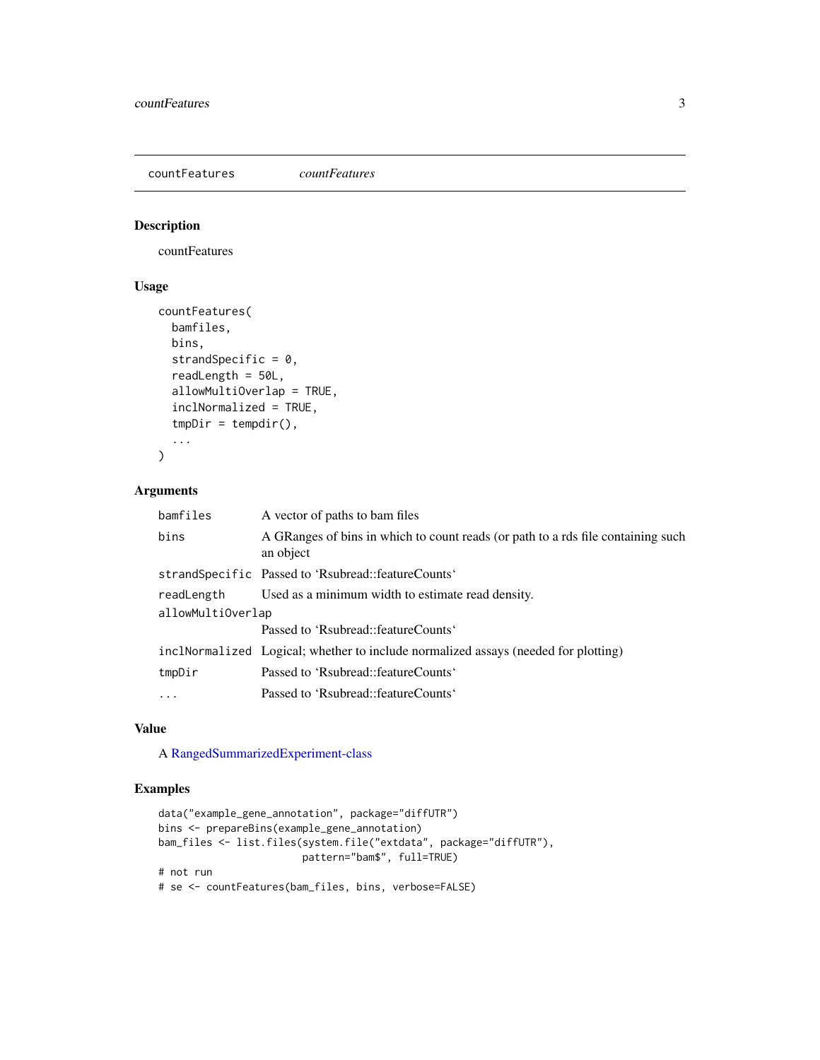## countFeatures — *countFeatures*

### Description

countFeatures

### Usage

```
countFeatures(
  bamfiles,
  bins,
  strandSpecific = 0,
  readLength = 50L,
  allowMultiOverlap = TRUE,
  inclNormalized = TRUE,
  tmpDir = tempdir(),
  ...
)
```

### Arguments

| Argument | Description |
| --- | --- |
| bamfiles | A vector of paths to bam files |
| bins | A GRanges of bins in which to count reads (or path to a rds file containing such an object |
| strandSpecific | Passed to 'Rsubread::featureCounts' |
| readLength | Used as a minimum width to estimate read density. |
| allowMultiOverlap | Passed to 'Rsubread::featureCounts' |
| inclNormalized | Logical; whether to include normalized assays (needed for plotting) |
| tmpDir | Passed to 'Rsubread::featureCounts' |
| ... | Passed to 'Rsubread::featureCounts' |

### Value

A RangedSummarizedExperiment-class

### Examples

```
data("example_gene_annotation", package="diffUTR")
bins <- prepareBins(example_gene_annotation)
bam_files <- list.files(system.file("extdata", package="diffUTR"),
                        pattern="bam$", full=TRUE)
# not run
# se <- countFeatures(bam_files, bins, verbose=FALSE)
```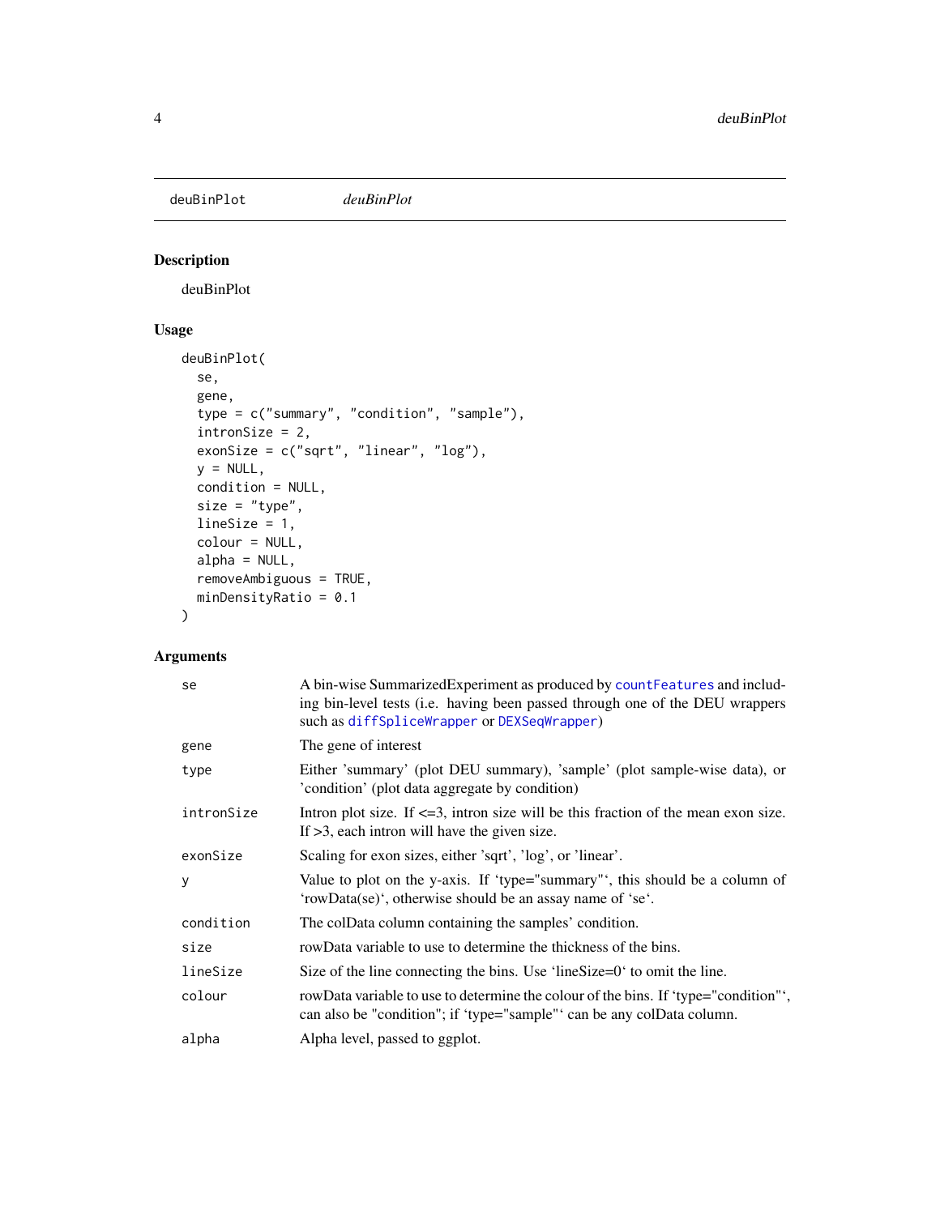deuBinPlot *deuBinPlot*

## Description

deuBinPlot

## Usage

```
deuBinPlot(
  se,
  gene,
  type = c("summary", "condition", "sample"),
  intronSize = 2,
  exonSize = c("sqrt", "linear", "log"),
  y = NULL,
  condition = NULL,
  size = "type",
  lineSize = 1,
  colour = NULL,
  alpha = NULL,
  removeAmbiguous = TRUE,
  minDensityRatio = 0.1
)
```

## Arguments

| | |
|---|---|
| se | A bin-wise SummarizedExperiment as produced by `countFeatures` and including bin-level tests (i.e. having been passed through one of the DEU wrappers such as `diffSpliceWrapper` or `DEXSeqWrapper`) |
| gene | The gene of interest |
| type | Either 'summary' (plot DEU summary), 'sample' (plot sample-wise data), or 'condition' (plot data aggregate by condition) |
| intronSize | Intron plot size. If <=3, intron size will be this fraction of the mean exon size. If >3, each intron will have the given size. |
| exonSize | Scaling for exon sizes, either 'sqrt', 'log', or 'linear'. |
| y | Value to plot on the y-axis. If 'type="summary"', this should be a column of 'rowData(se)', otherwise should be an assay name of 'se'. |
| condition | The colData column containing the samples' condition. |
| size | rowData variable to use to determine the thickness of the bins. |
| lineSize | Size of the line connecting the bins. Use 'lineSize=0' to omit the line. |
| colour | rowData variable to use to determine the colour of the bins. If 'type="condition"', can also be "condition"; if 'type="sample"' can be any colData column. |
| alpha | Alpha level, passed to ggplot. |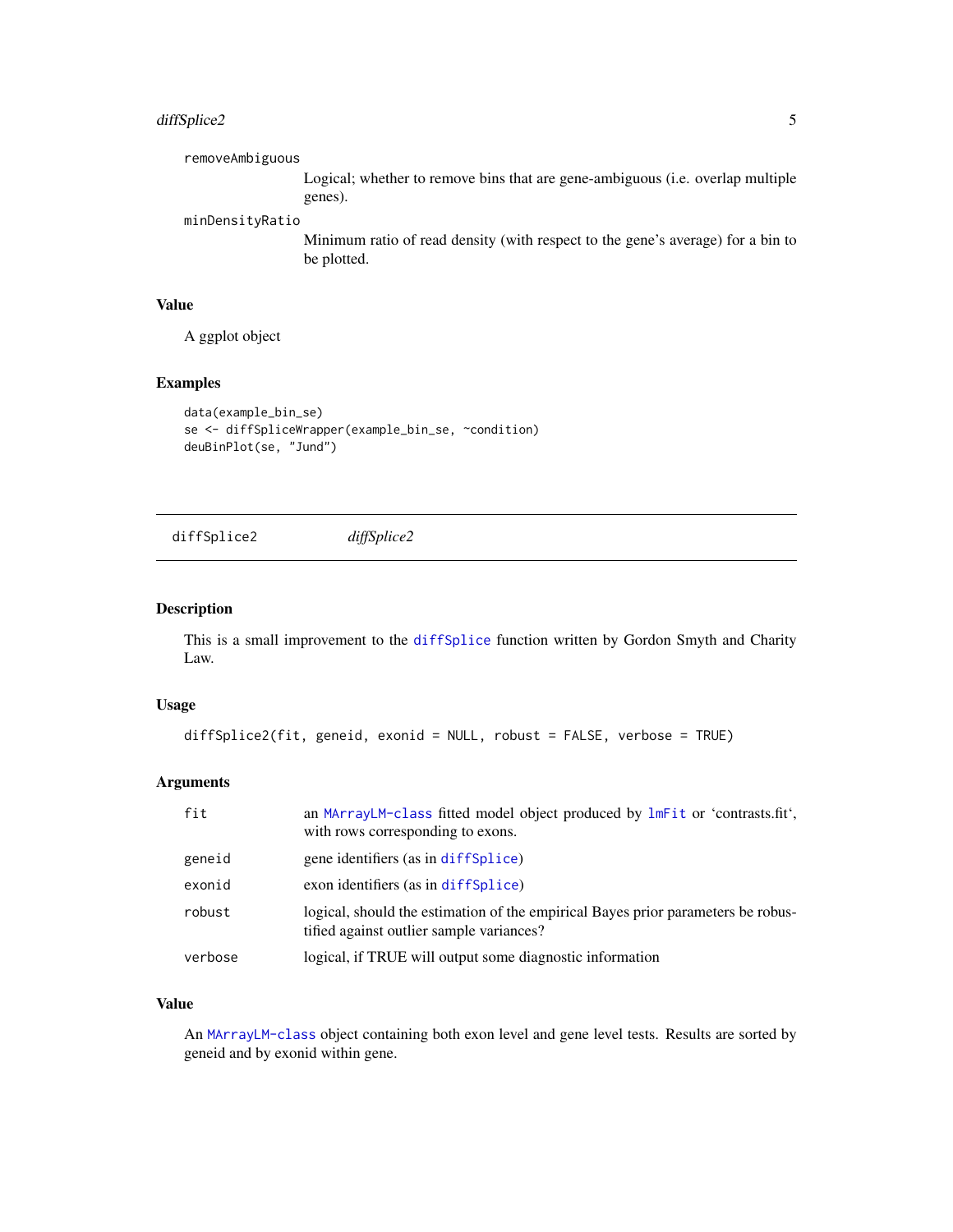removeAmbiguous
: Logical; whether to remove bins that are gene-ambiguous (i.e. overlap multiple genes).

minDensityRatio
: Minimum ratio of read density (with respect to the gene's average) for a bin to be plotted.

### Value

A ggplot object

### Examples

```
data(example_bin_se)
se <- diffSpliceWrapper(example_bin_se, ~condition)
deuBinPlot(se, "Jund")
```

---

## diffSplice2 *diffSplice2*

---

### Description

This is a small improvement to the diffSplice function written by Gordon Smyth and Charity Law.

### Usage

```
diffSplice2(fit, geneid, exonid = NULL, robust = FALSE, verbose = TRUE)
```

### Arguments

| | |
|---|---|
| fit | an MArrayLM-class fitted model object produced by lmFit or 'contrasts.fit', with rows corresponding to exons. |
| geneid | gene identifiers (as in diffSplice) |
| exonid | exon identifiers (as in diffSplice) |
| robust | logical, should the estimation of the empirical Bayes prior parameters be robustified against outlier sample variances? |
| verbose | logical, if TRUE will output some diagnostic information |

### Value

An MArrayLM-class object containing both exon level and gene level tests. Results are sorted by geneid and by exonid within gene.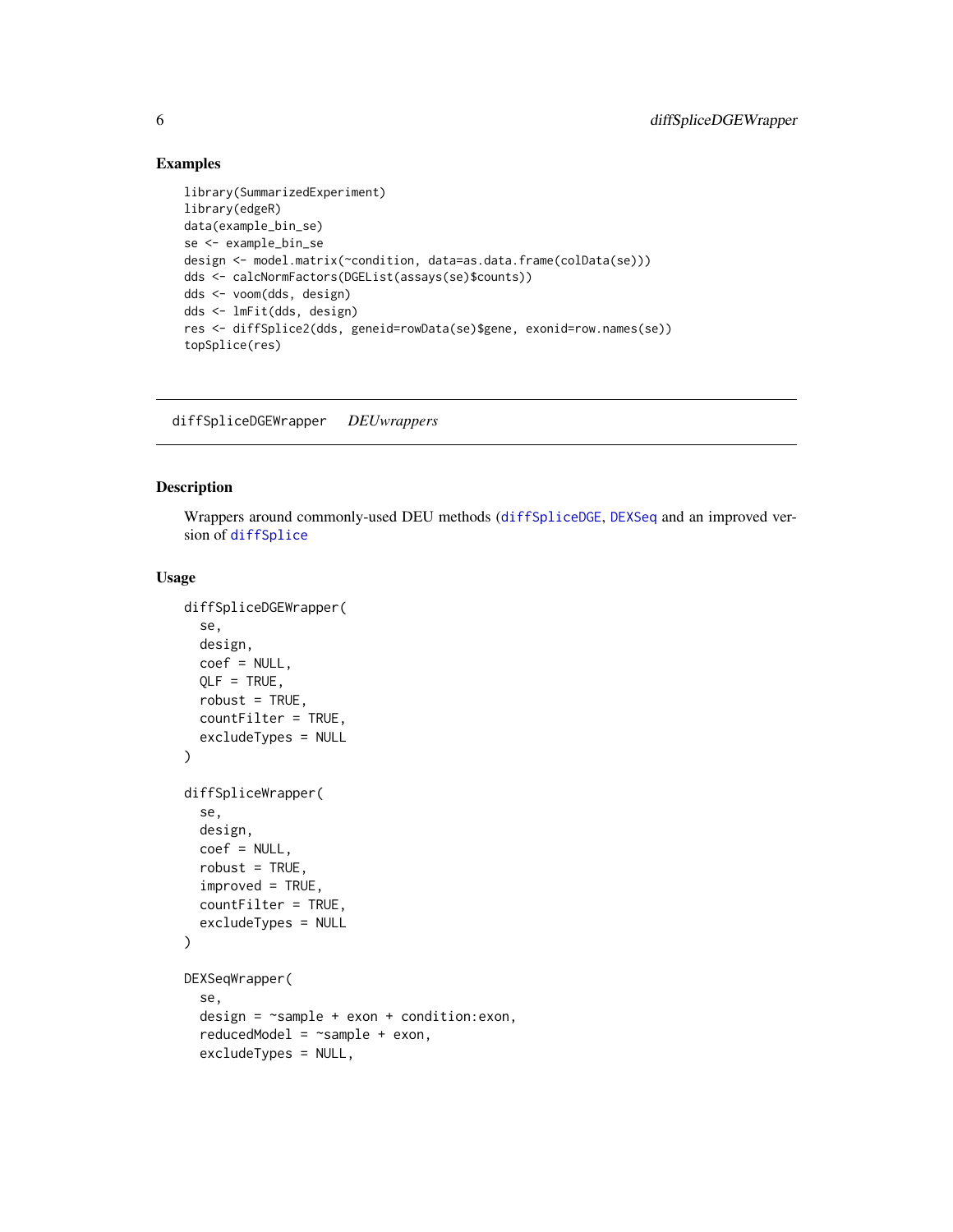## Examples

```
library(SummarizedExperiment)
library(edgeR)
data(example_bin_se)
se <- example_bin_se
design <- model.matrix(~condition, data=as.data.frame(colData(se)))
dds <- calcNormFactors(DGEList(assays(se)$counts))
dds <- voom(dds, design)
dds <- lmFit(dds, design)
res <- diffSplice2(dds, geneid=rowData(se)$gene, exonid=row.names(se))
topSplice(res)
```

---

# diffSpliceDGEWrapper *DEUwrappers*

---

## Description

Wrappers around commonly-used DEU methods (diffSpliceDGE, DEXSeq and an improved version of diffSplice

## Usage

```
diffSpliceDGEWrapper(
  se,
  design,
  coef = NULL,
  QLF = TRUE,
  robust = TRUE,
  countFilter = TRUE,
  excludeTypes = NULL
)

diffSpliceWrapper(
  se,
  design,
  coef = NULL,
  robust = TRUE,
  improved = TRUE,
  countFilter = TRUE,
  excludeTypes = NULL
)

DEXSeqWrapper(
  se,
  design = ~sample + exon + condition:exon,
  reducedModel = ~sample + exon,
  excludeTypes = NULL,
```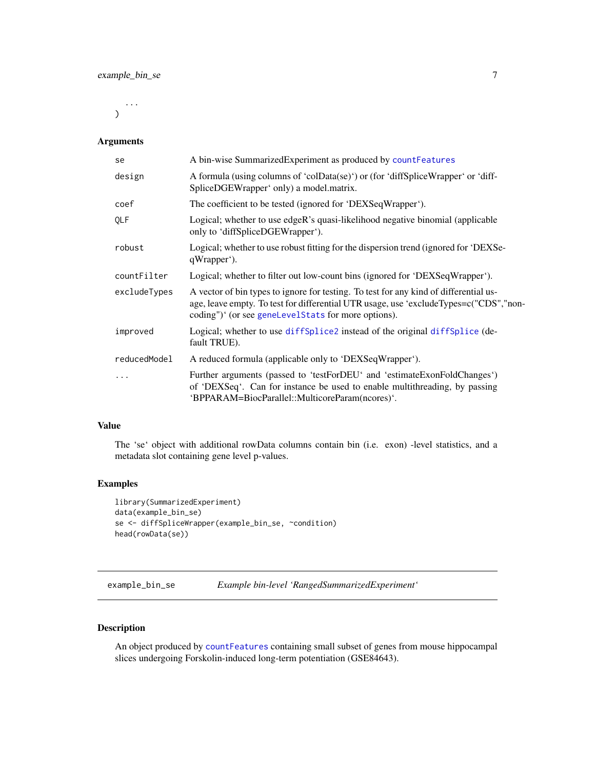```
  ...
)
```

### Arguments

| | |
|---|---|
| se | A bin-wise SummarizedExperiment as produced by countFeatures |
| design | A formula (using columns of 'colData(se)') or (for 'diffSpliceWrapper' or 'diffSpliceDGEWrapper' only) a model.matrix. |
| coef | The coefficient to be tested (ignored for 'DEXSeqWrapper'). |
| QLF | Logical; whether to use edgeR's quasi-likelihood negative binomial (applicable only to 'diffSpliceDGEWrapper'). |
| robust | Logical; whether to use robust fitting for the dispersion trend (ignored for 'DEXSeqWrapper'). |
| countFilter | Logical; whether to filter out low-count bins (ignored for 'DEXSeqWrapper'). |
| excludeTypes | A vector of bin types to ignore for testing. To test for any kind of differential usage, leave empty. To test for differential UTR usage, use 'excludeTypes=c("CDS","non-coding")' (or see geneLevelStats for more options). |
| improved | Logical; whether to use diffSplice2 instead of the original diffSplice (default TRUE). |
| reducedModel | A reduced formula (applicable only to 'DEXSeqWrapper'). |
| ... | Further arguments (passed to 'testForDEU' and 'estimateExonFoldChanges') of 'DEXSeq'. Can for instance be used to enable multithreading, by passing 'BPPARAM=BiocParallel::MulticoreParam(ncores)'. |

### Value

The 'se' object with additional rowData columns contain bin (i.e. exon) -level statistics, and a metadata slot containing gene level p-values.

### Examples

```
library(SummarizedExperiment)
data(example_bin_se)
se <- diffSpliceWrapper(example_bin_se, ~condition)
head(rowData(se))
```

---

## example_bin_se — *Example bin-level 'RangedSummarizedExperiment'*

### Description

An object produced by countFeatures containing small subset of genes from mouse hippocampal slices undergoing Forskolin-induced long-term potentiation (GSE84643).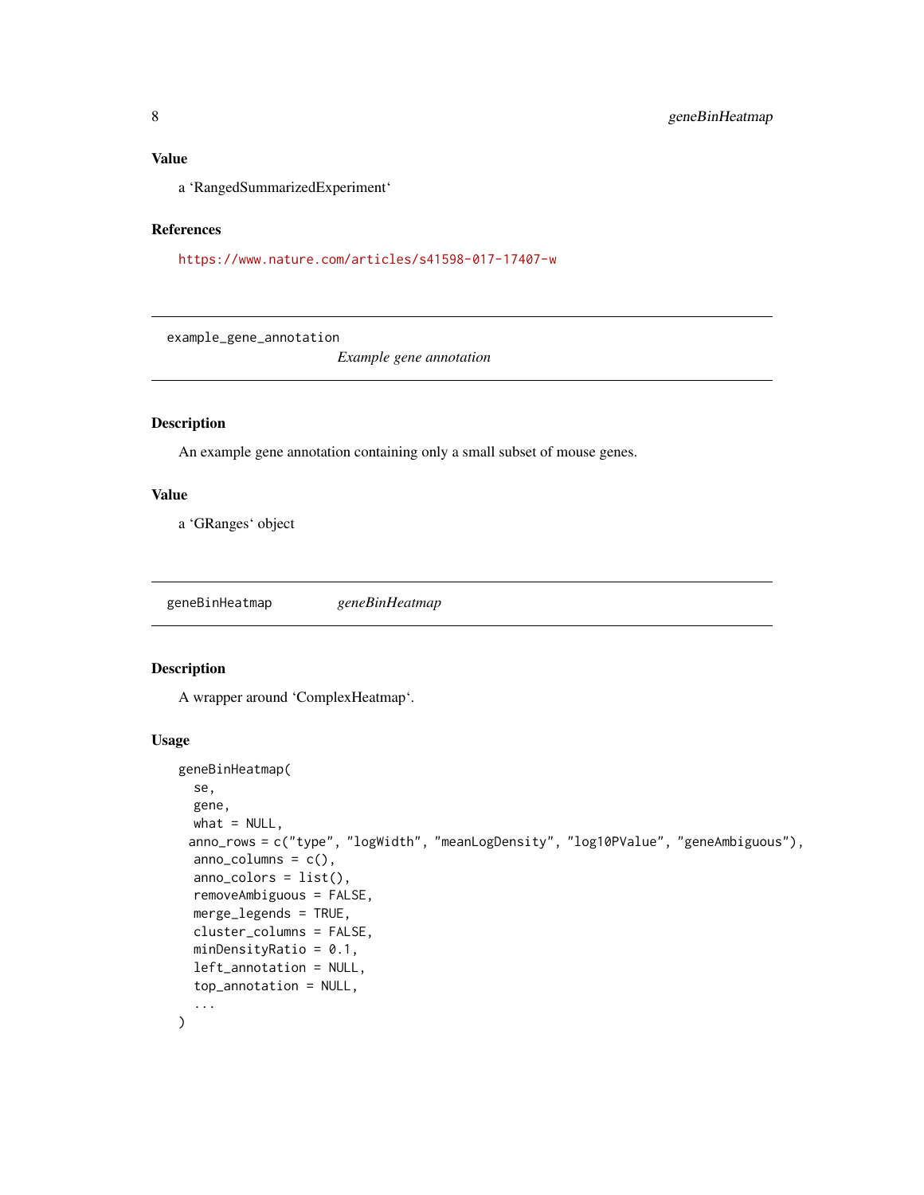## Value

a 'RangedSummarizedExperiment'

## References

https://www.nature.com/articles/s41598-017-17407-w

---

# example_gene_annotation *Example gene annotation*

## Description

An example gene annotation containing only a small subset of mouse genes.

## Value

a 'GRanges' object

---

# geneBinHeatmap *geneBinHeatmap*

## Description

A wrapper around 'ComplexHeatmap'.

## Usage

```
geneBinHeatmap(
  se,
  gene,
  what = NULL,
 anno_rows = c("type", "logWidth", "meanLogDensity", "log10PValue", "geneAmbiguous"),
  anno_columns = c(),
  anno_colors = list(),
  removeAmbiguous = FALSE,
  merge_legends = TRUE,
  cluster_columns = FALSE,
  minDensityRatio = 0.1,
  left_annotation = NULL,
  top_annotation = NULL,
  ...
)
```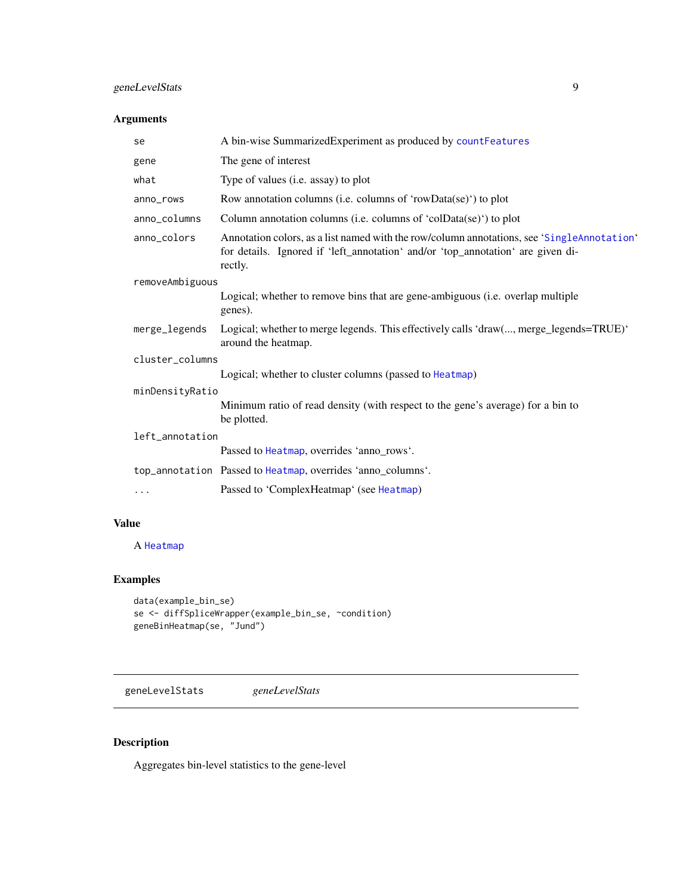### Arguments

| | |
|---|---|
| `se` | A bin-wise SummarizedExperiment as produced by `countFeatures` |
| `gene` | The gene of interest |
| `what` | Type of values (i.e. assay) to plot |
| `anno_rows` | Row annotation columns (i.e. columns of 'rowData(se)') to plot |
| `anno_columns` | Column annotation columns (i.e. columns of 'colData(se)') to plot |
| `anno_colors` | Annotation colors, as a list named with the row/column annotations, see '`SingleAnnotation`' for details. Ignored if 'left_annotation' and/or 'top_annotation' are given directly. |
| `removeAmbiguous` | Logical; whether to remove bins that are gene-ambiguous (i.e. overlap multiple genes). |
| `merge_legends` | Logical; whether to merge legends. This effectively calls 'draw(..., merge_legends=TRUE)' around the heatmap. |
| `cluster_columns` | Logical; whether to cluster columns (passed to `Heatmap`) |
| `minDensityRatio` | Minimum ratio of read density (with respect to the gene's average) for a bin to be plotted. |
| `left_annotation` | Passed to `Heatmap`, overrides 'anno_rows'. |
| `top_annotation` | Passed to `Heatmap`, overrides 'anno_columns'. |
| `...` | Passed to 'ComplexHeatmap' (see `Heatmap`) |

### Value

A `Heatmap`

### Examples

```
data(example_bin_se)
se <- diffSpliceWrapper(example_bin_se, ~condition)
geneBinHeatmap(se, "Jund")
```

---

## geneLevelStats &nbsp;&nbsp;&nbsp; *geneLevelStats*

---

### Description

Aggregates bin-level statistics to the gene-level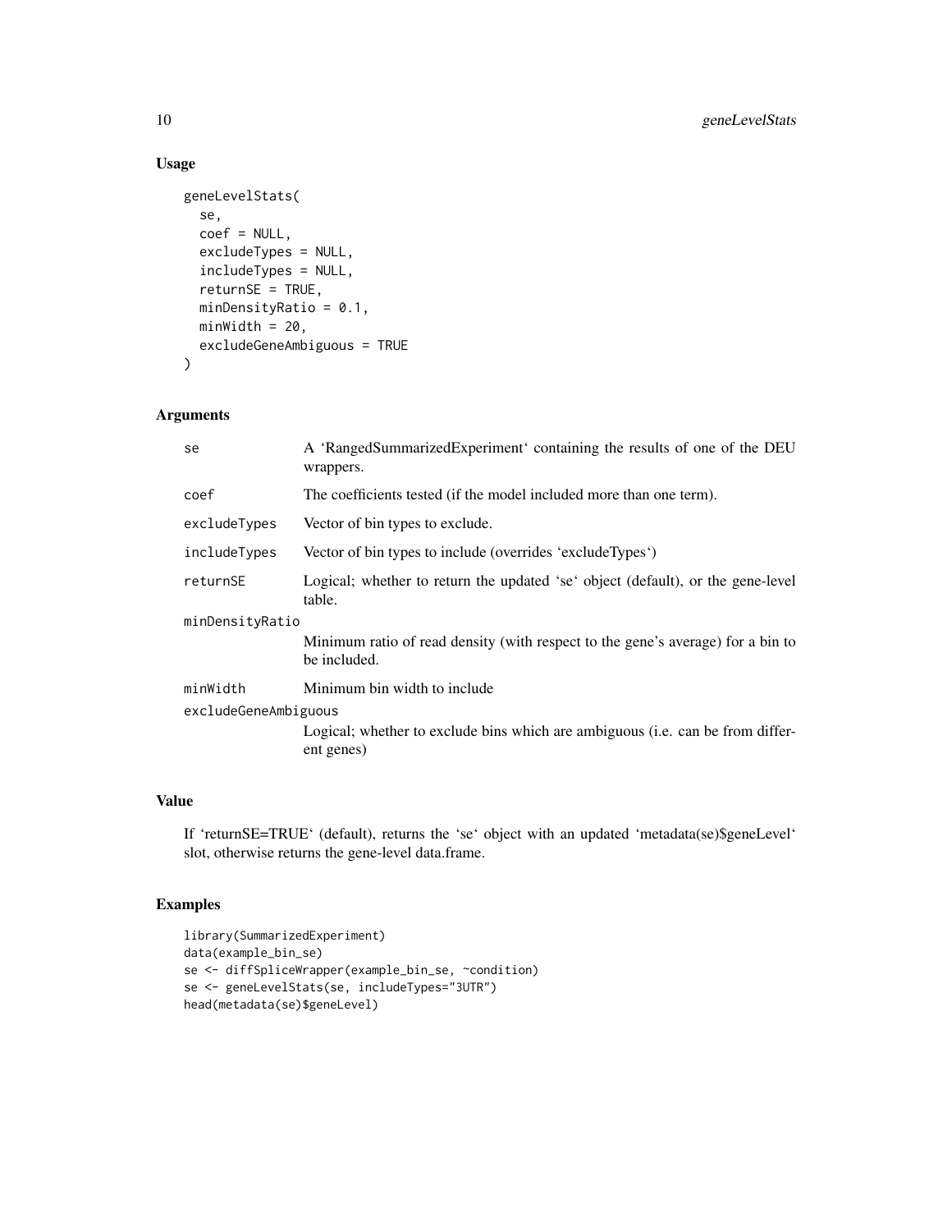### Usage

```
geneLevelStats(
  se,
  coef = NULL,
  excludeTypes = NULL,
  includeTypes = NULL,
  returnSE = TRUE,
  minDensityRatio = 0.1,
  minWidth = 20,
  excludeGeneAmbiguous = TRUE
)
```

### Arguments

| | |
|---|---|
| se | A 'RangedSummarizedExperiment' containing the results of one of the DEU wrappers. |
| coef | The coefficients tested (if the model included more than one term). |
| excludeTypes | Vector of bin types to exclude. |
| includeTypes | Vector of bin types to include (overrides 'excludeTypes') |
| returnSE | Logical; whether to return the updated 'se' object (default), or the gene-level table. |
| minDensityRatio | Minimum ratio of read density (with respect to the gene's average) for a bin to be included. |
| minWidth | Minimum bin width to include |
| excludeGeneAmbiguous | Logical; whether to exclude bins which are ambiguous (i.e. can be from different genes) |

### Value

If 'returnSE=TRUE' (default), returns the 'se' object with an updated 'metadata(se)$geneLevel' slot, otherwise returns the gene-level data.frame.

### Examples

```
library(SummarizedExperiment)
data(example_bin_se)
se <- diffSpliceWrapper(example_bin_se, ~condition)
se <- geneLevelStats(se, includeTypes="3UTR")
head(metadata(se)$geneLevel)
```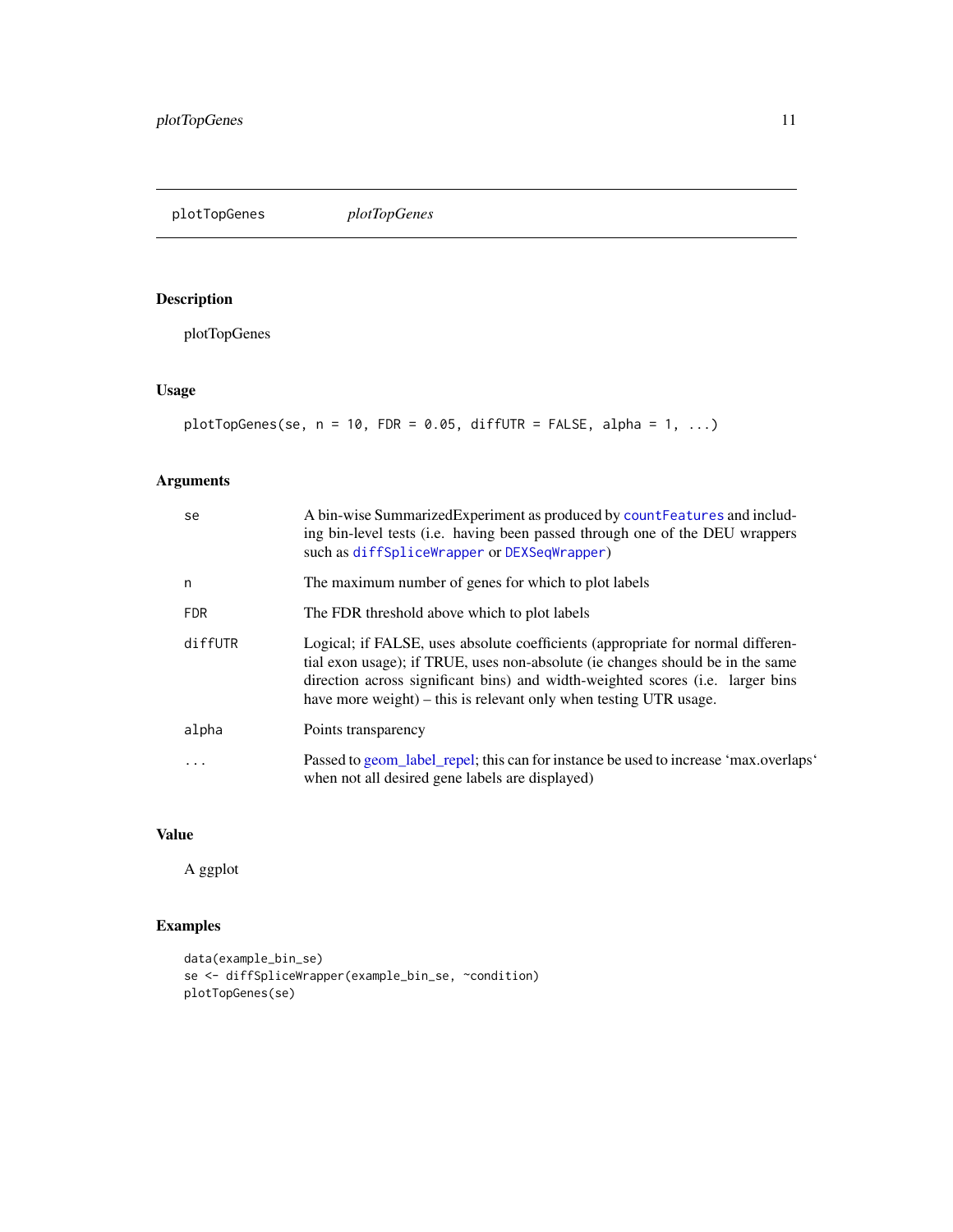## plotTopGenes *plotTopGenes*

### Description

plotTopGenes

### Usage

```
plotTopGenes(se, n = 10, FDR = 0.05, diffUTR = FALSE, alpha = 1, ...)
```

### Arguments

| | |
|---|---|
| se | A bin-wise SummarizedExperiment as produced by `countFeatures` and including bin-level tests (i.e. having been passed through one of the DEU wrappers such as `diffSpliceWrapper` or `DEXSeqWrapper`) |
| n | The maximum number of genes for which to plot labels |
| FDR | The FDR threshold above which to plot labels |
| diffUTR | Logical; if FALSE, uses absolute coefficients (appropriate for normal differential exon usage); if TRUE, uses non-absolute (ie changes should be in the same direction across significant bins) and width-weighted scores (i.e. larger bins have more weight) – this is relevant only when testing UTR usage. |
| alpha | Points transparency |
| ... | Passed to geom_label_repel; this can for instance be used to increase 'max.overlaps' when not all desired gene labels are displayed) |

### Value

A ggplot

### Examples

```
data(example_bin_se)
se <- diffSpliceWrapper(example_bin_se, ~condition)
plotTopGenes(se)
```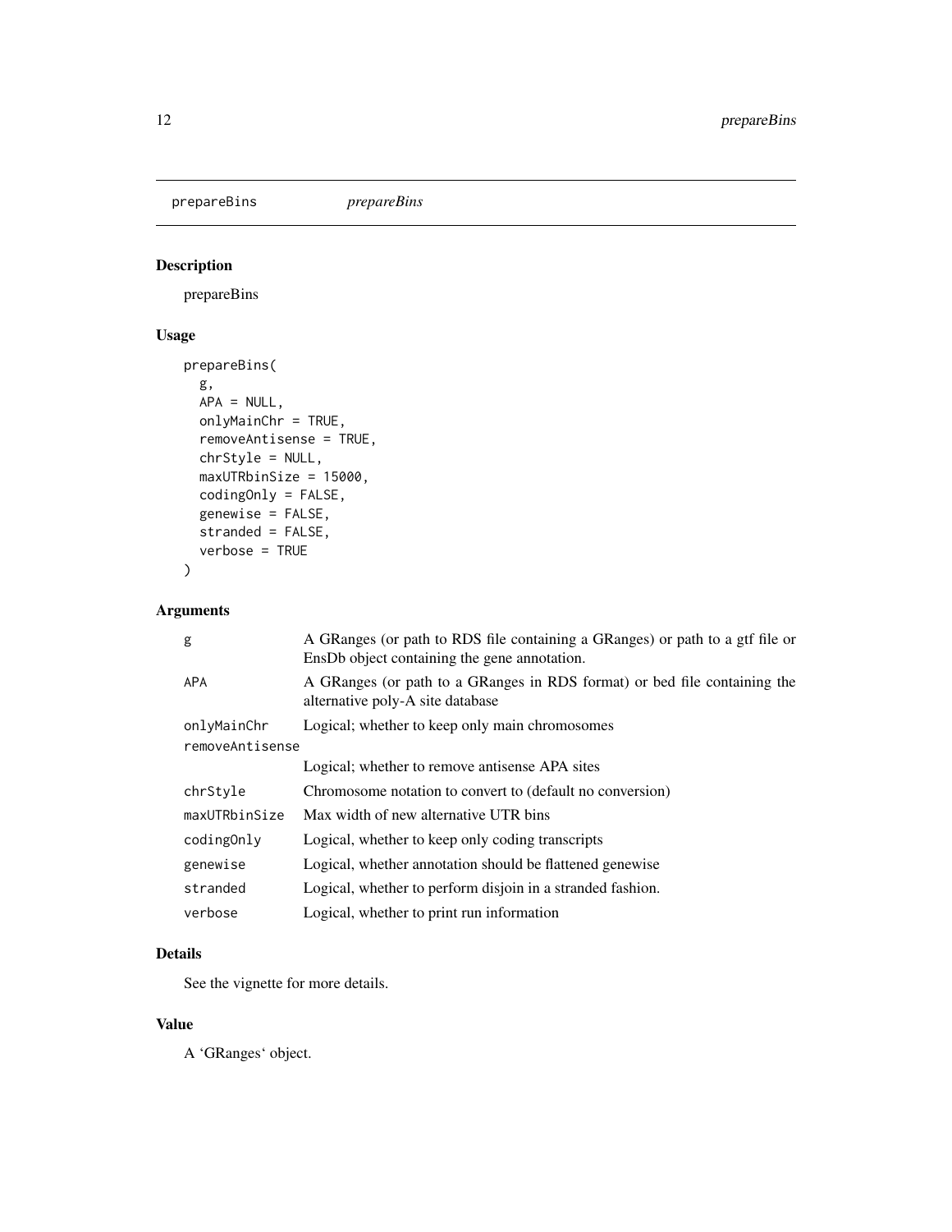prepareBins *prepareBins*

## Description

prepareBins

## Usage

```
prepareBins(
  g,
  APA = NULL,
  onlyMainChr = TRUE,
  removeAntisense = TRUE,
  chrStyle = NULL,
  maxUTRbinSize = 15000,
  codingOnly = FALSE,
  genewise = FALSE,
  stranded = FALSE,
  verbose = TRUE
)
```

## Arguments

| Argument | Description |
|---|---|
| `g` | A GRanges (or path to RDS file containing a GRanges) or path to a gtf file or EnsDb object containing the gene annotation. |
| `APA` | A GRanges (or path to a GRanges in RDS format) or bed file containing the alternative poly-A site database |
| `onlyMainChr` | Logical; whether to keep only main chromosomes |
| `removeAntisense` | Logical; whether to remove antisense APA sites |
| `chrStyle` | Chromosome notation to convert to (default no conversion) |
| `maxUTRbinSize` | Max width of new alternative UTR bins |
| `codingOnly` | Logical, whether to keep only coding transcripts |
| `genewise` | Logical, whether annotation should be flattened genewise |
| `stranded` | Logical, whether to perform disjoin in a stranded fashion. |
| `verbose` | Logical, whether to print run information |

## Details

See the vignette for more details.

## Value

A 'GRanges' object.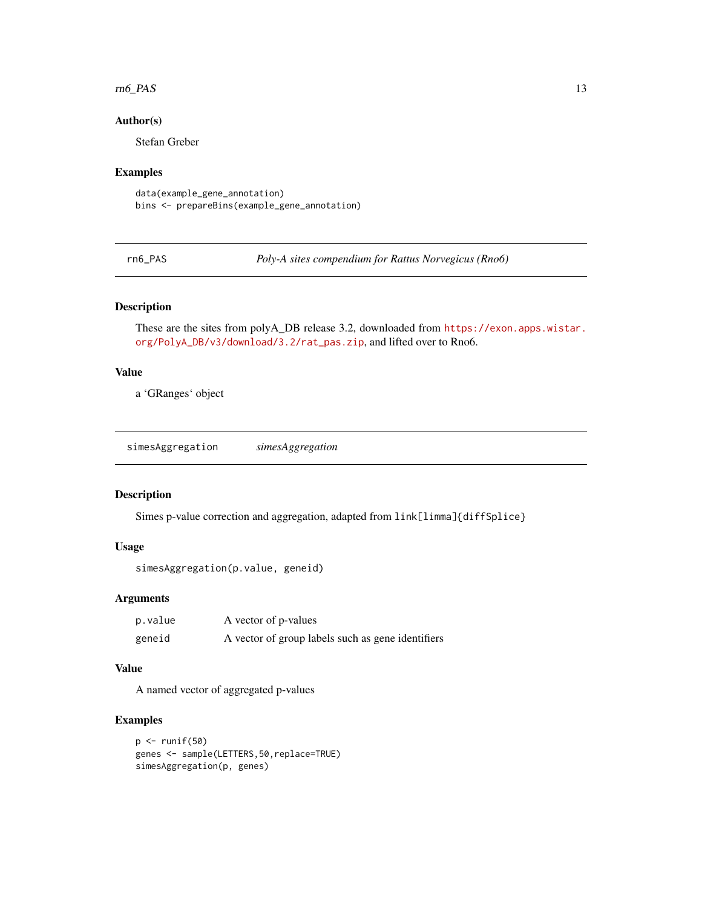### Author(s)

Stefan Greber

### Examples

```
data(example_gene_annotation)
bins <- prepareBins(example_gene_annotation)
```

---

## rn6_PAS — *Poly-A sites compendium for Rattus Norvegicus (Rno6)*

### Description

These are the sites from polyA_DB release 3.2, downloaded from https://exon.apps.wistar.org/PolyA_DB/v3/download/3.2/rat_pas.zip, and lifted over to Rno6.

### Value

a ‘GRanges‘ object

---

## simesAggregation — *simesAggregation*

### Description

Simes p-value correction and aggregation, adapted from `link[limma]{diffSplice}`

### Usage

```
simesAggregation(p.value, geneid)
```

### Arguments

| | |
|---|---|
| `p.value` | A vector of p-values |
| `geneid` | A vector of group labels such as gene identifiers |

### Value

A named vector of aggregated p-values

### Examples

```
p <- runif(50)
genes <- sample(LETTERS,50,replace=TRUE)
simesAggregation(p, genes)
```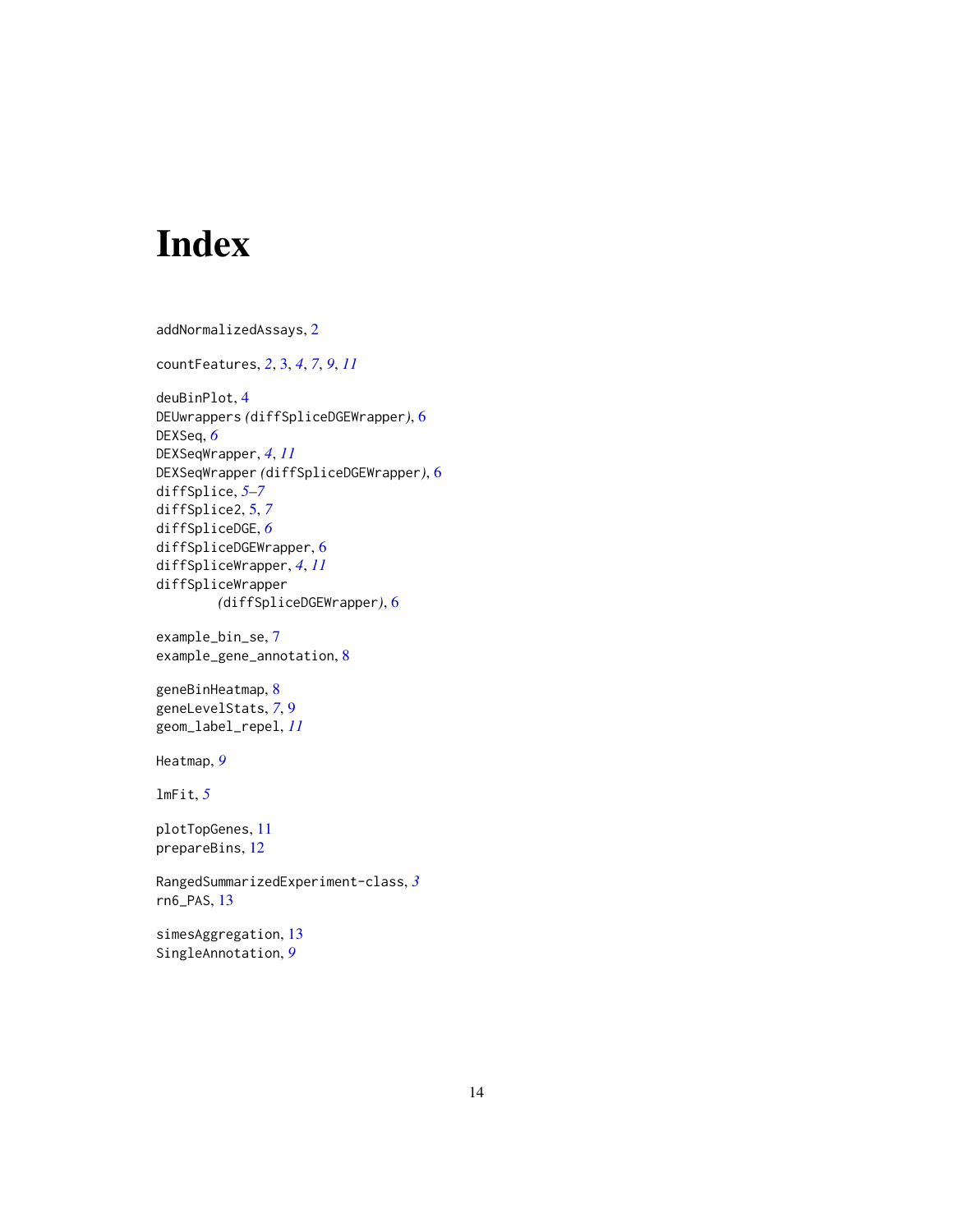# Index

addNormalizedAssays, 2

countFeatures, *2*, 3, *4*, *7*, *9*, *11*

deuBinPlot, 4
DEUwrappers *(*diffSpliceDGEWrapper*)*, 6
DEXSeq, *6*
DEXSeqWrapper, *4*, *11*
DEXSeqWrapper *(*diffSpliceDGEWrapper*)*, 6
diffSplice, *5–7*
diffSplice2, 5, *7*
diffSpliceDGE, *6*
diffSpliceDGEWrapper, 6
diffSpliceWrapper, *4*, *11*
diffSpliceWrapper
*(*diffSpliceDGEWrapper*)*, 6

example_bin_se, 7
example_gene_annotation, 8

geneBinHeatmap, 8
geneLevelStats, *7*, 9
geom_label_repel, *11*

Heatmap, *9*

lmFit, *5*

plotTopGenes, 11
prepareBins, 12

RangedSummarizedExperiment-class, *3*
rn6_PAS, 13

simesAggregation, 13
SingleAnnotation, *9*